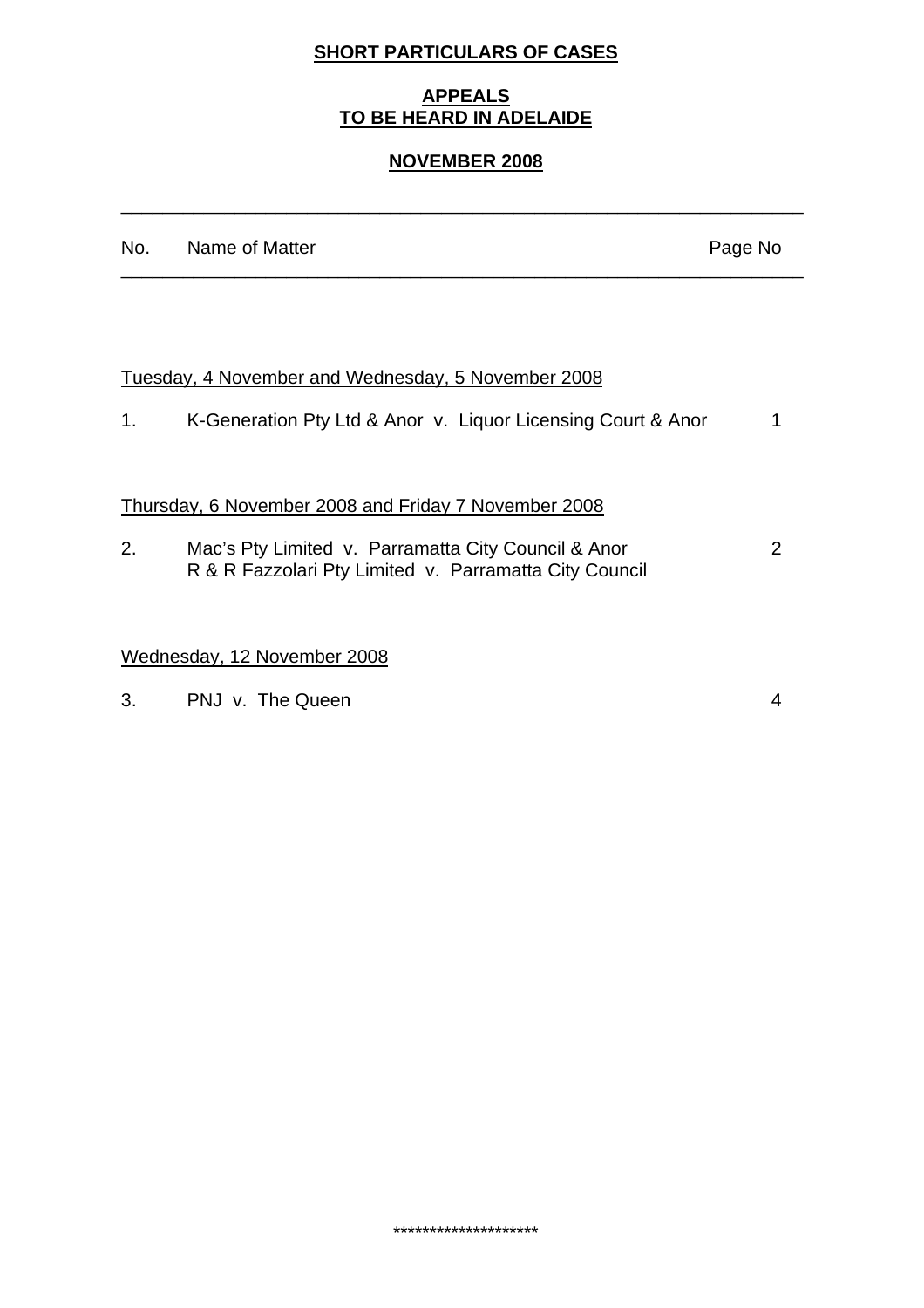# SHORT PARTICULARS OF CASES

## APPEALS TO BE HEARD IN ADELAIDE

## NOVEMBER 2008

---

| No. | Name of Matter | Page No |
|---|---|---|
| | Tuesday, 4 November and Wednesday, 5 November 2008 | |
| 1. | K-Generation Pty Ltd & Anor v. Liquor Licensing Court & Anor | 1 |
| | Thursday, 6 November 2008 and Friday 7 November 2008 | |
| 2. | Mac's Pty Limited v. Parramatta City Council & Anor<br>R & R Fazzolari Pty Limited v. Parramatta City Council | 2 |
| | Wednesday, 12 November 2008 | |
| 3. | PNJ v. The Queen | 4 |

********************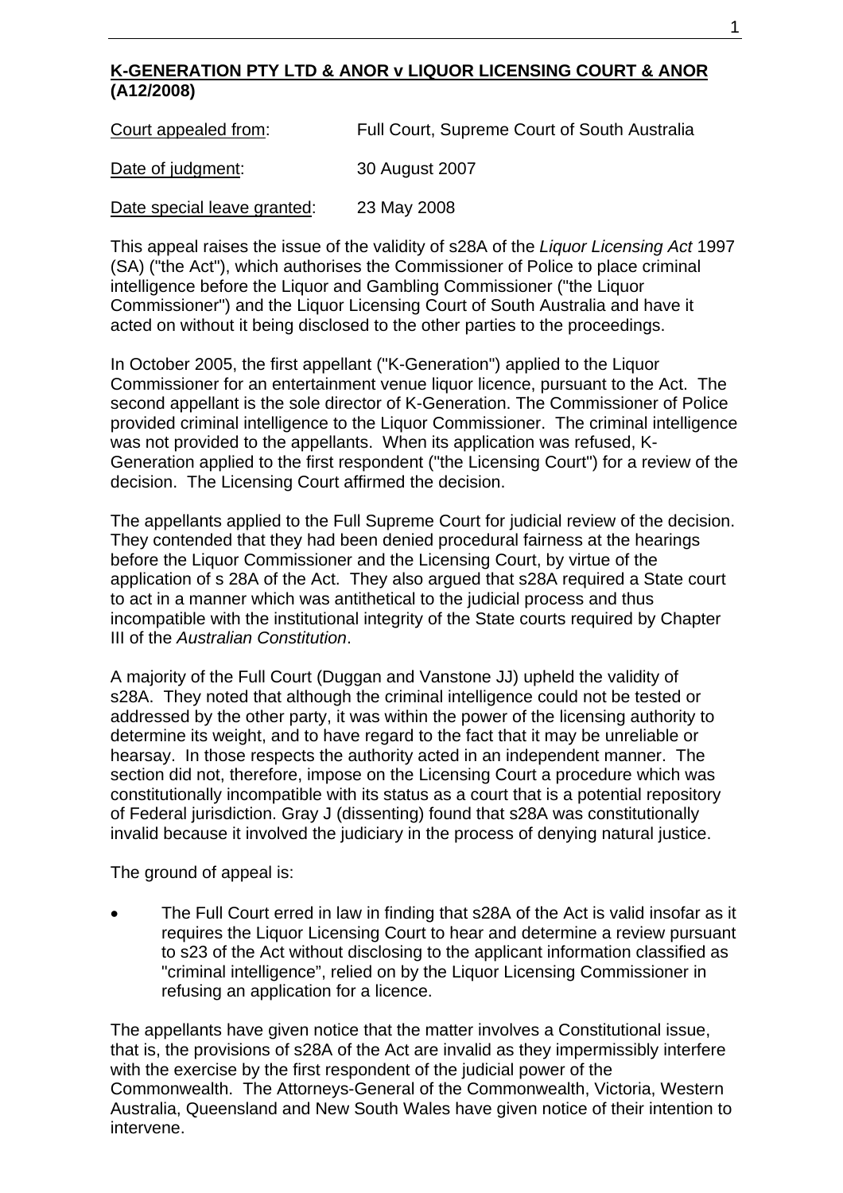**K-GENERATION PTY LTD & ANOR v LIQUOR LICENSING COURT & ANOR (A12/2008)**

| Court appealed from: | Full Court, Supreme Court of South Australia |
|---|---|
| Date of judgment: | 30 August 2007 |
| Date special leave granted: | 23 May 2008 |

This appeal raises the issue of the validity of s28A of the *Liquor Licensing Act* 1997 (SA) ("the Act"), which authorises the Commissioner of Police to place criminal intelligence before the Liquor and Gambling Commissioner ("the Liquor Commissioner") and the Liquor Licensing Court of South Australia and have it acted on without it being disclosed to the other parties to the proceedings.

In October 2005, the first appellant ("K-Generation") applied to the Liquor Commissioner for an entertainment venue liquor licence, pursuant to the Act. The second appellant is the sole director of K-Generation. The Commissioner of Police provided criminal intelligence to the Liquor Commissioner. The criminal intelligence was not provided to the appellants. When its application was refused, K-Generation applied to the first respondent ("the Licensing Court") for a review of the decision. The Licensing Court affirmed the decision.

The appellants applied to the Full Supreme Court for judicial review of the decision. They contended that they had been denied procedural fairness at the hearings before the Liquor Commissioner and the Licensing Court, by virtue of the application of s 28A of the Act. They also argued that s28A required a State court to act in a manner which was antithetical to the judicial process and thus incompatible with the institutional integrity of the State courts required by Chapter III of the *Australian Constitution*.

A majority of the Full Court (Duggan and Vanstone JJ) upheld the validity of s28A. They noted that although the criminal intelligence could not be tested or addressed by the other party, it was within the power of the licensing authority to determine its weight, and to have regard to the fact that it may be unreliable or hearsay. In those respects the authority acted in an independent manner. The section did not, therefore, impose on the Licensing Court a procedure which was constitutionally incompatible with its status as a court that is a potential repository of Federal jurisdiction. Gray J (dissenting) found that s28A was constitutionally invalid because it involved the judiciary in the process of denying natural justice.

The ground of appeal is:

- The Full Court erred in law in finding that s28A of the Act is valid insofar as it requires the Liquor Licensing Court to hear and determine a review pursuant to s23 of the Act without disclosing to the applicant information classified as "criminal intelligence", relied on by the Liquor Licensing Commissioner in refusing an application for a licence.

The appellants have given notice that the matter involves a Constitutional issue, that is, the provisions of s28A of the Act are invalid as they impermissibly interfere with the exercise by the first respondent of the judicial power of the Commonwealth. The Attorneys-General of the Commonwealth, Victoria, Western Australia, Queensland and New South Wales have given notice of their intention to intervene.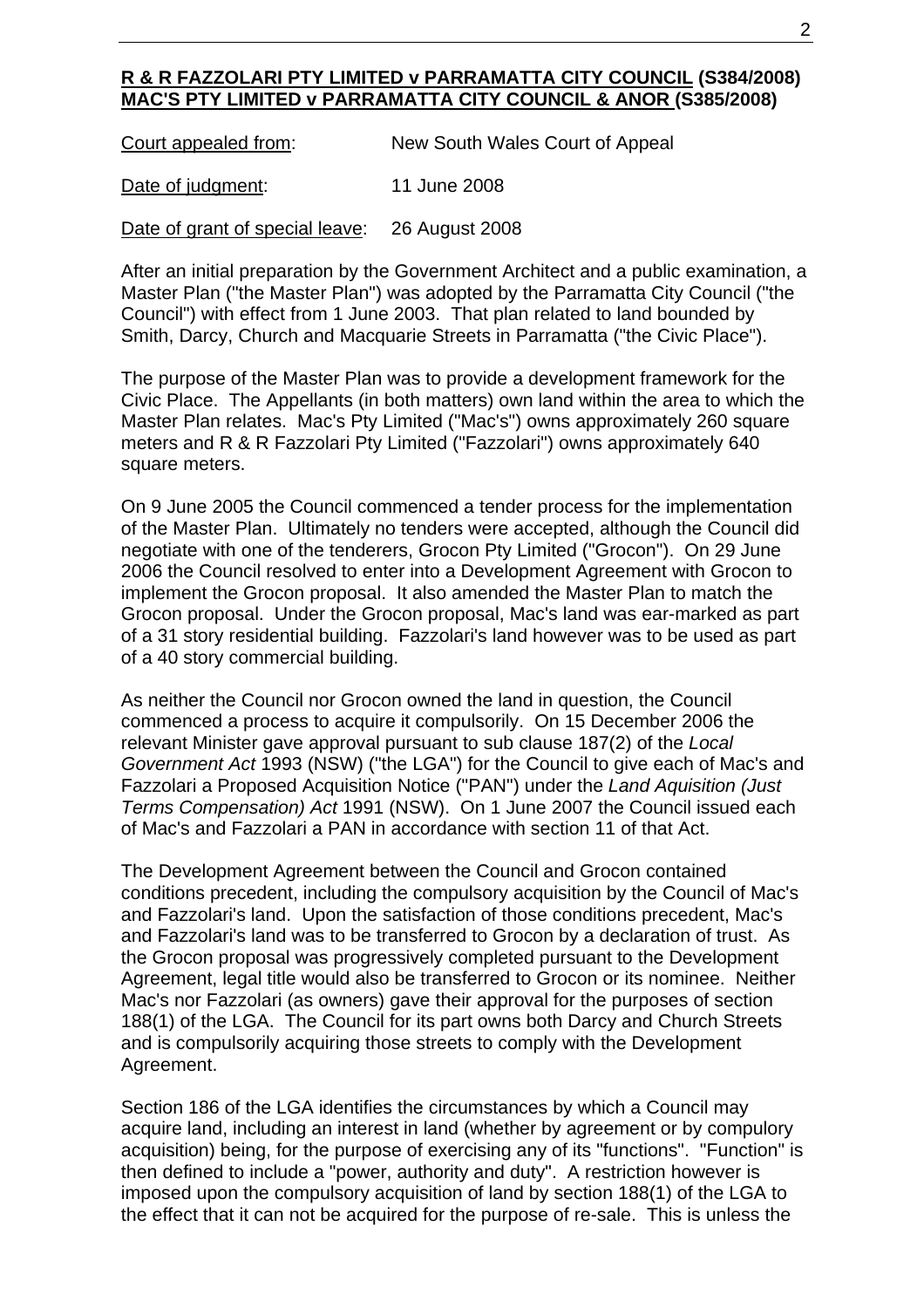**R & R FAZZOLARI PTY LIMITED v PARRAMATTA CITY COUNCIL (S384/2008)**
**MAC'S PTY LIMITED v PARRAMATTA CITY COUNCIL & ANOR (S385/2008)**

Court appealed from: New South Wales Court of Appeal

Date of judgment: 11 June 2008

Date of grant of special leave: 26 August 2008

After an initial preparation by the Government Architect and a public examination, a Master Plan ("the Master Plan") was adopted by the Parramatta City Council ("the Council") with effect from 1 June 2003. That plan related to land bounded by Smith, Darcy, Church and Macquarie Streets in Parramatta ("the Civic Place").

The purpose of the Master Plan was to provide a development framework for the Civic Place. The Appellants (in both matters) own land within the area to which the Master Plan relates. Mac's Pty Limited ("Mac's") owns approximately 260 square meters and R & R Fazzolari Pty Limited ("Fazzolari") owns approximately 640 square meters.

On 9 June 2005 the Council commenced a tender process for the implementation of the Master Plan. Ultimately no tenders were accepted, although the Council did negotiate with one of the tenderers, Grocon Pty Limited ("Grocon"). On 29 June 2006 the Council resolved to enter into a Development Agreement with Grocon to implement the Grocon proposal. It also amended the Master Plan to match the Grocon proposal. Under the Grocon proposal, Mac's land was ear-marked as part of a 31 story residential building. Fazzolari's land however was to be used as part of a 40 story commercial building.

As neither the Council nor Grocon owned the land in question, the Council commenced a process to acquire it compulsorily. On 15 December 2006 the relevant Minister gave approval pursuant to sub clause 187(2) of the *Local Government Act* 1993 (NSW) ("the LGA") for the Council to give each of Mac's and Fazzolari a Proposed Acquisition Notice ("PAN") under the *Land Aquisition (Just Terms Compensation) Act* 1991 (NSW). On 1 June 2007 the Council issued each of Mac's and Fazzolari a PAN in accordance with section 11 of that Act.

The Development Agreement between the Council and Grocon contained conditions precedent, including the compulsory acquisition by the Council of Mac's and Fazzolari's land. Upon the satisfaction of those conditions precedent, Mac's and Fazzolari's land was to be transferred to Grocon by a declaration of trust. As the Grocon proposal was progressively completed pursuant to the Development Agreement, legal title would also be transferred to Grocon or its nominee. Neither Mac's nor Fazzolari (as owners) gave their approval for the purposes of section 188(1) of the LGA. The Council for its part owns both Darcy and Church Streets and is compulsorily acquiring those streets to comply with the Development Agreement.

Section 186 of the LGA identifies the circumstances by which a Council may acquire land, including an interest in land (whether by agreement or by compulory acquisition) being, for the purpose of exercising any of its "functions". "Function" is then defined to include a "power, authority and duty". A restriction however is imposed upon the compulsory acquisition of land by section 188(1) of the LGA to the effect that it can not be acquired for the purpose of re-sale. This is unless the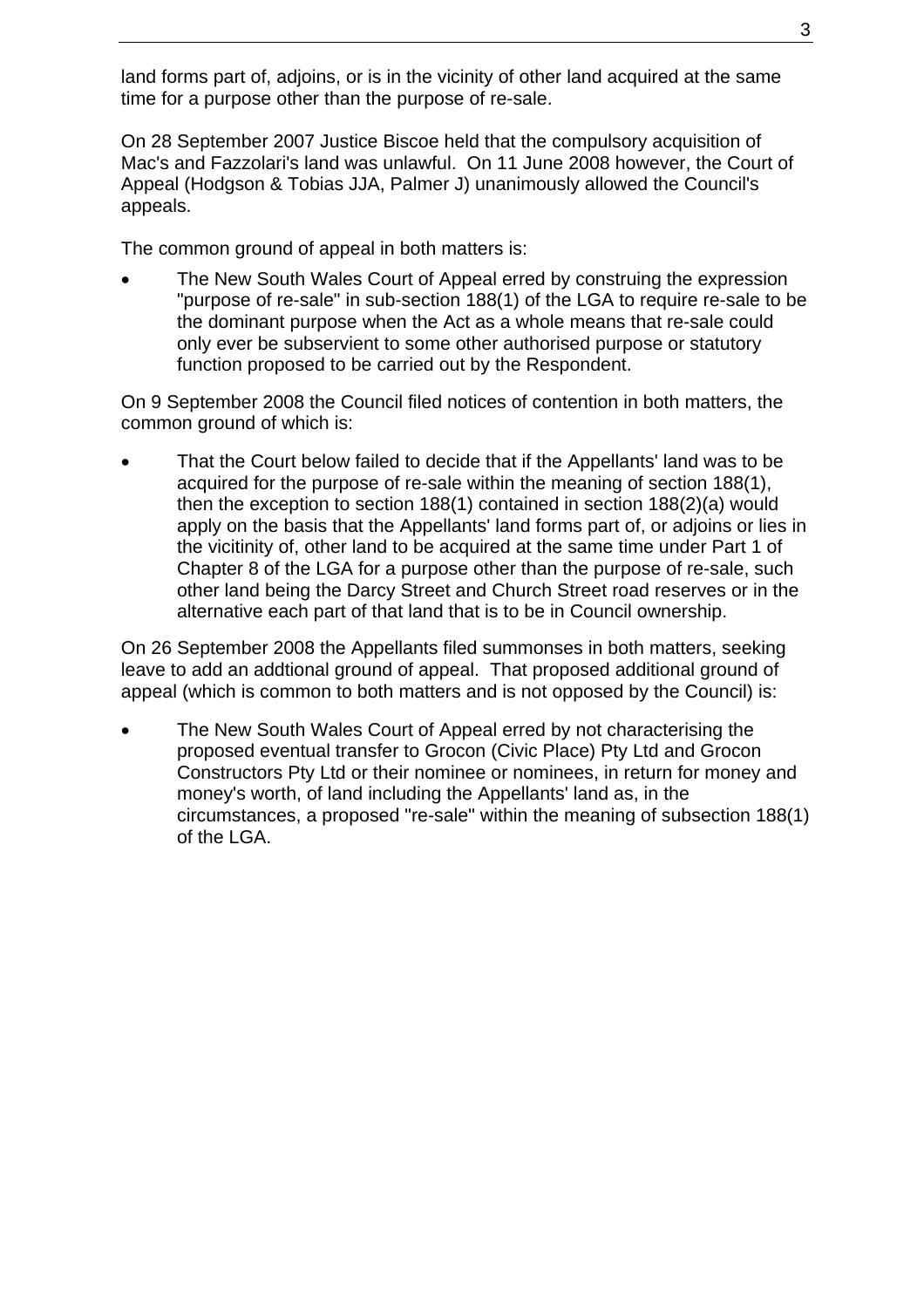land forms part of, adjoins, or is in the vicinity of other land acquired at the same time for a purpose other than the purpose of re-sale.

On 28 September 2007 Justice Biscoe held that the compulsory acquisition of Mac's and Fazzolari's land was unlawful. On 11 June 2008 however, the Court of Appeal (Hodgson & Tobias JJA, Palmer J) unanimously allowed the Council's appeals.

The common ground of appeal in both matters is:

- The New South Wales Court of Appeal erred by construing the expression "purpose of re-sale" in sub-section 188(1) of the LGA to require re-sale to be the dominant purpose when the Act as a whole means that re-sale could only ever be subservient to some other authorised purpose or statutory function proposed to be carried out by the Respondent.

On 9 September 2008 the Council filed notices of contention in both matters, the common ground of which is:

- That the Court below failed to decide that if the Appellants' land was to be acquired for the purpose of re-sale within the meaning of section 188(1), then the exception to section 188(1) contained in section 188(2)(a) would apply on the basis that the Appellants' land forms part of, or adjoins or lies in the vicitinity of, other land to be acquired at the same time under Part 1 of Chapter 8 of the LGA for a purpose other than the purpose of re-sale, such other land being the Darcy Street and Church Street road reserves or in the alternative each part of that land that is to be in Council ownership.

On 26 September 2008 the Appellants filed summonses in both matters, seeking leave to add an addtional ground of appeal. That proposed additional ground of appeal (which is common to both matters and is not opposed by the Council) is:

- The New South Wales Court of Appeal erred by not characterising the proposed eventual transfer to Grocon (Civic Place) Pty Ltd and Grocon Constructors Pty Ltd or their nominee or nominees, in return for money and money's worth, of land including the Appellants' land as, in the circumstances, a proposed "re-sale" within the meaning of subsection 188(1) of the LGA.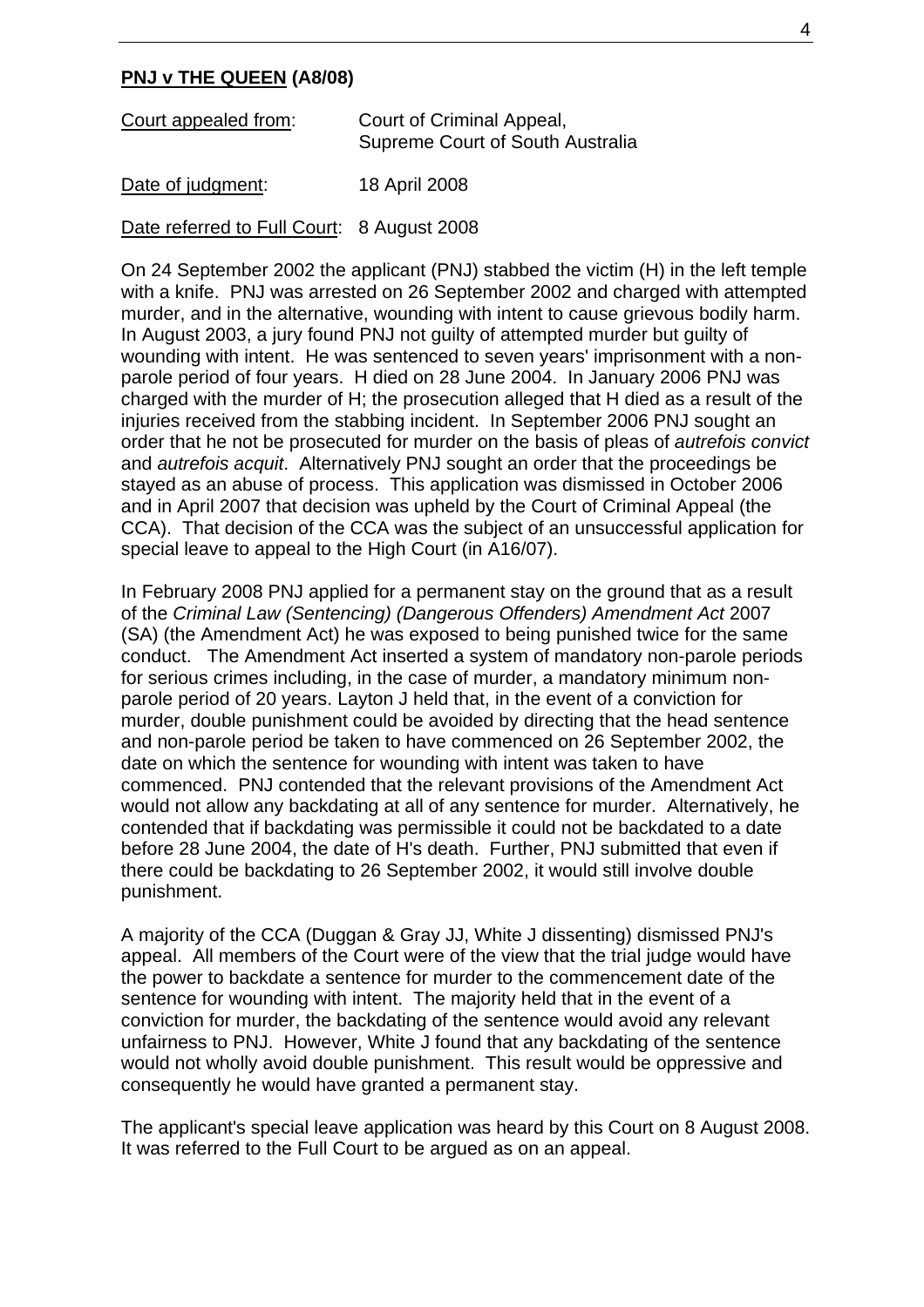**PNJ v THE QUEEN (A8/08)**

Court appealed from: Court of Criminal Appeal, Supreme Court of South Australia

Date of judgment: 18 April 2008

Date referred to Full Court: 8 August 2008

On 24 September 2002 the applicant (PNJ) stabbed the victim (H) in the left temple with a knife. PNJ was arrested on 26 September 2002 and charged with attempted murder, and in the alternative, wounding with intent to cause grievous bodily harm. In August 2003, a jury found PNJ not guilty of attempted murder but guilty of wounding with intent. He was sentenced to seven years' imprisonment with a non-parole period of four years. H died on 28 June 2004. In January 2006 PNJ was charged with the murder of H; the prosecution alleged that H died as a result of the injuries received from the stabbing incident. In September 2006 PNJ sought an order that he not be prosecuted for murder on the basis of pleas of *autrefois convict* and *autrefois acquit*. Alternatively PNJ sought an order that the proceedings be stayed as an abuse of process. This application was dismissed in October 2006 and in April 2007 that decision was upheld by the Court of Criminal Appeal (the CCA). That decision of the CCA was the subject of an unsuccessful application for special leave to appeal to the High Court (in A16/07).

In February 2008 PNJ applied for a permanent stay on the ground that as a result of the *Criminal Law (Sentencing) (Dangerous Offenders) Amendment Act* 2007 (SA) (the Amendment Act) he was exposed to being punished twice for the same conduct. The Amendment Act inserted a system of mandatory non-parole periods for serious crimes including, in the case of murder, a mandatory minimum non-parole period of 20 years. Layton J held that, in the event of a conviction for murder, double punishment could be avoided by directing that the head sentence and non-parole period be taken to have commenced on 26 September 2002, the date on which the sentence for wounding with intent was taken to have commenced. PNJ contended that the relevant provisions of the Amendment Act would not allow any backdating at all of any sentence for murder. Alternatively, he contended that if backdating was permissible it could not be backdated to a date before 28 June 2004, the date of H's death. Further, PNJ submitted that even if there could be backdating to 26 September 2002, it would still involve double punishment.

A majority of the CCA (Duggan & Gray JJ, White J dissenting) dismissed PNJ's appeal. All members of the Court were of the view that the trial judge would have the power to backdate a sentence for murder to the commencement date of the sentence for wounding with intent. The majority held that in the event of a conviction for murder, the backdating of the sentence would avoid any relevant unfairness to PNJ. However, White J found that any backdating of the sentence would not wholly avoid double punishment. This result would be oppressive and consequently he would have granted a permanent stay.

The applicant's special leave application was heard by this Court on 8 August 2008. It was referred to the Full Court to be argued as on an appeal.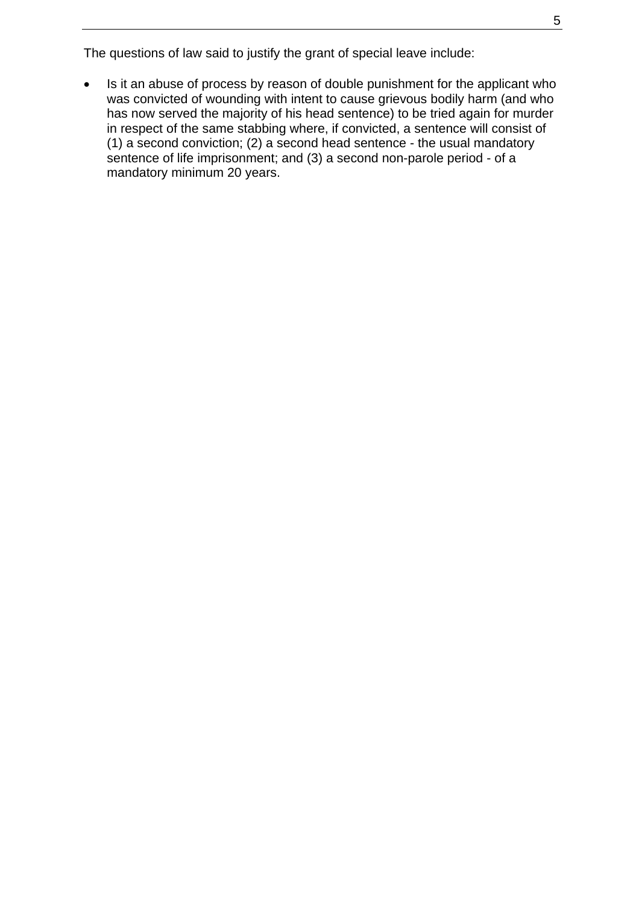The questions of law said to justify the grant of special leave include:

- Is it an abuse of process by reason of double punishment for the applicant who was convicted of wounding with intent to cause grievous bodily harm (and who has now served the majority of his head sentence) to be tried again for murder in respect of the same stabbing where, if convicted, a sentence will consist of (1) a second conviction; (2) a second head sentence - the usual mandatory sentence of life imprisonment; and (3) a second non-parole period - of a mandatory minimum 20 years.